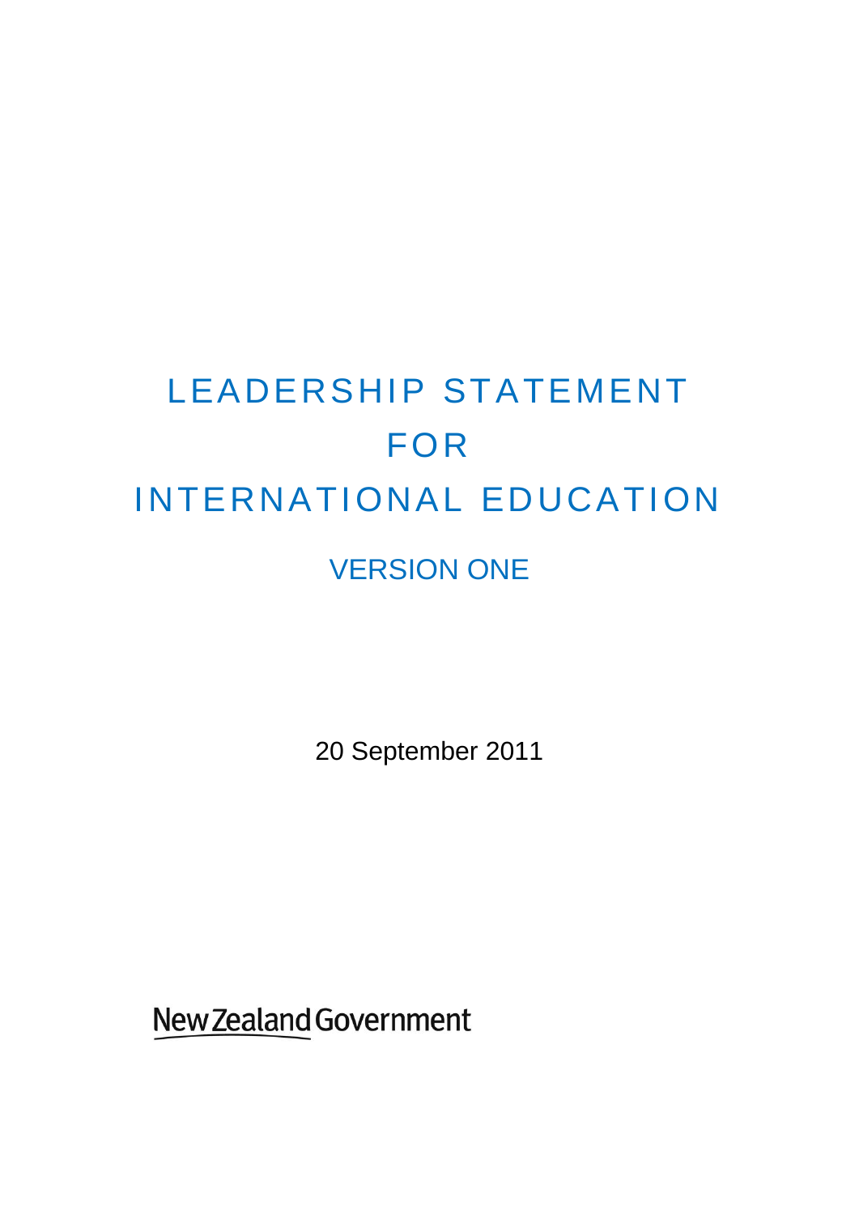# LEADERSHIP STATEMENT FOR INTERNATIONAL EDUCATION

## VERSION ONE

20 September 2011

New Zealand Government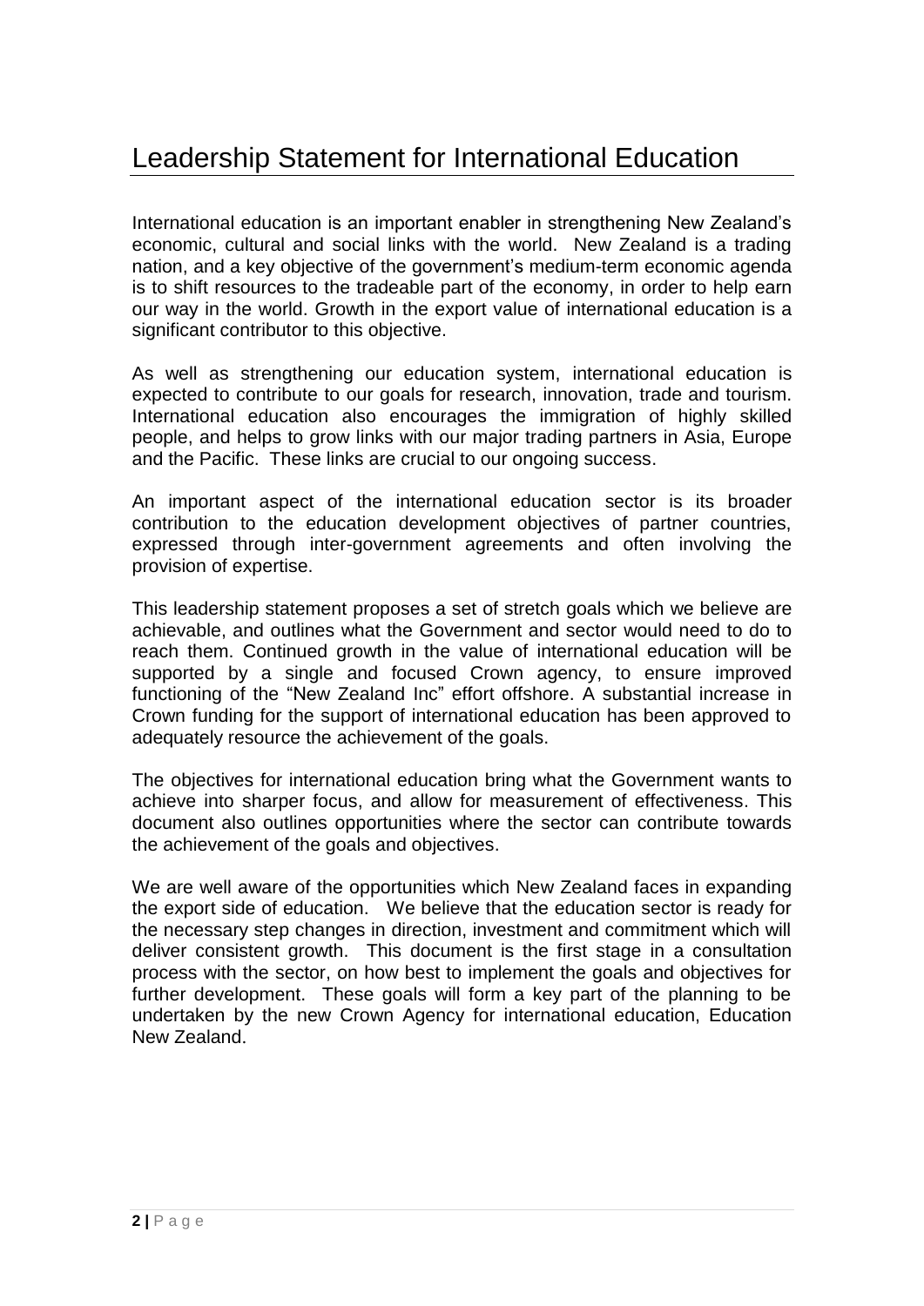# Leadership Statement for International Education

International education is an important enabler in strengthening New Zealand's economic, cultural and social links with the world. New Zealand is a trading nation, and a key objective of the government's medium-term economic agenda is to shift resources to the tradeable part of the economy, in order to help earn our way in the world. Growth in the export value of international education is a significant contributor to this objective.

As well as strengthening our education system, international education is expected to contribute to our goals for research, innovation, trade and tourism. International education also encourages the immigration of highly skilled people, and helps to grow links with our major trading partners in Asia, Europe and the Pacific. These links are crucial to our ongoing success.

An important aspect of the international education sector is its broader contribution to the education development objectives of partner countries, expressed through inter-government agreements and often involving the provision of expertise.

This leadership statement proposes a set of stretch goals which we believe are achievable, and outlines what the Government and sector would need to do to reach them. Continued growth in the value of international education will be supported by a single and focused Crown agency, to ensure improved functioning of the "New Zealand Inc" effort offshore. A substantial increase in Crown funding for the support of international education has been approved to adequately resource the achievement of the goals.

The objectives for international education bring what the Government wants to achieve into sharper focus, and allow for measurement of effectiveness. This document also outlines opportunities where the sector can contribute towards the achievement of the goals and objectives.

We are well aware of the opportunities which New Zealand faces in expanding the export side of education. We believe that the education sector is ready for the necessary step changes in direction, investment and commitment which will deliver consistent growth. This document is the first stage in a consultation process with the sector, on how best to implement the goals and objectives for further development. These goals will form a key part of the planning to be undertaken by the new Crown Agency for international education, Education New Zealand.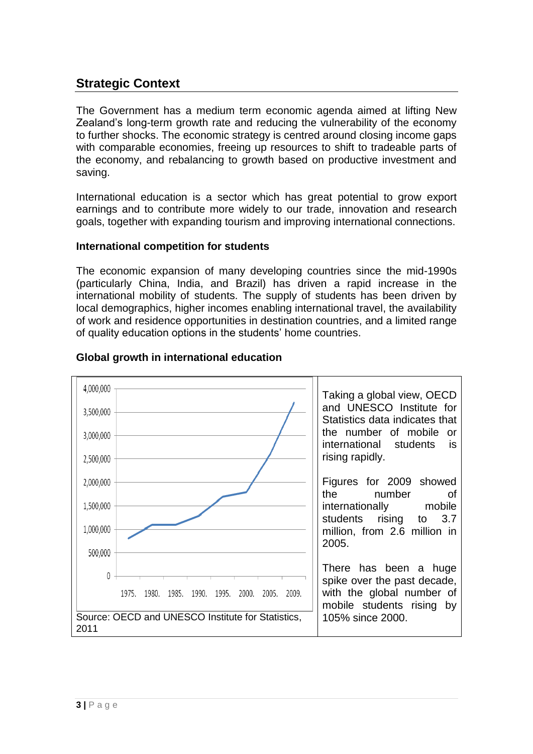## Strategic Context

The Government has a medium term economic agenda aimed at lifting New Zealand's long-term growth rate and reducing the vulnerability of the economy to further shocks. The economic strategy is centred around closing income gaps with comparable economies, freeing up resources to shift to tradeable parts of the economy, and rebalancing to growth based on productive investment and saving.

International education is a sector which has great potential to grow export earnings and to contribute more widely to our trade, innovation and research goals, together with expanding tourism and improving international connections.

### International competition for students

The economic expansion of many developing countries since the mid-1990s (particularly China, India, and Brazil) has driven a rapid increase in the international mobility of students. The supply of students has been driven by local demographics, higher incomes enabling international travel, the availability of work and residence opportunities in destination countries, and a limited range of quality education options in the students' home countries.

### Global growth in international education

Source: OECD and UNESCO Institute for Statistics, 2011

Taking a global view, OECD and UNESCO Institute for Statistics data indicates that the number of mobile or international students is rising rapidly.

Figures for 2009 showed the number of internationally mobile students rising to 3.7 million, from 2.6 million in 2005.

There has been a huge spike over the past decade, with the global number of mobile students rising by 105% since 2000.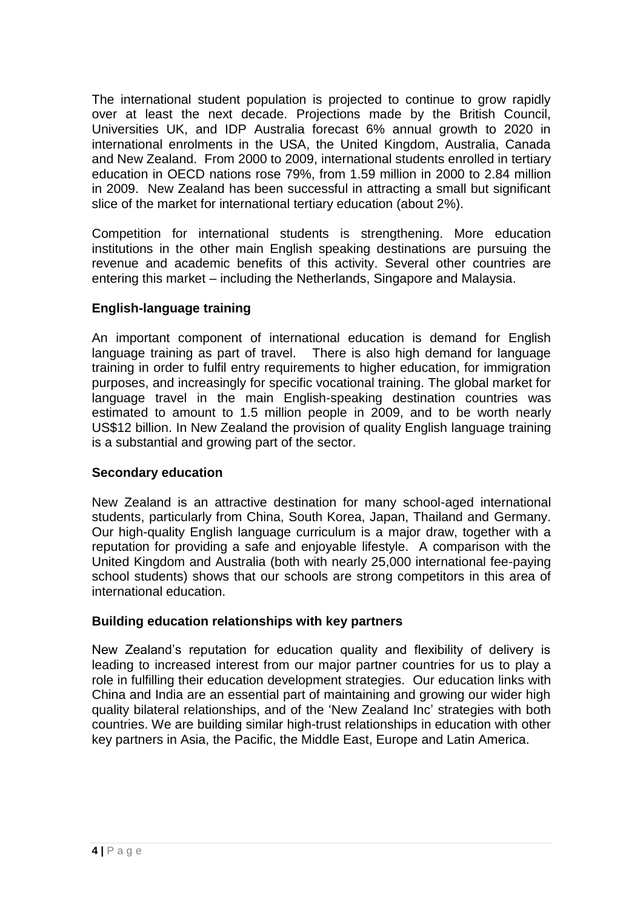The international student population is projected to continue to grow rapidly over at least the next decade. Projections made by the British Council, Universities UK, and IDP Australia forecast 6% annual growth to 2020 in international enrolments in the USA, the United Kingdom, Australia, Canada and New Zealand. From 2000 to 2009, international students enrolled in tertiary education in OECD nations rose 79%, from 1.59 million in 2000 to 2.84 million in 2009. New Zealand has been successful in attracting a small but significant slice of the market for international tertiary education (about 2%).

Competition for international students is strengthening. More education institutions in the other main English speaking destinations are pursuing the revenue and academic benefits of this activity. Several other countries are entering this market – including the Netherlands, Singapore and Malaysia.

### English-language training

An important component of international education is demand for English language training as part of travel. There is also high demand for language training in order to fulfil entry requirements to higher education, for immigration purposes, and increasingly for specific vocational training. The global market for language travel in the main English-speaking destination countries was estimated to amount to 1.5 million people in 2009, and to be worth nearly US$12 billion. In New Zealand the provision of quality English language training is a substantial and growing part of the sector.

### Secondary education

New Zealand is an attractive destination for many school-aged international students, particularly from China, South Korea, Japan, Thailand and Germany. Our high-quality English language curriculum is a major draw, together with a reputation for providing a safe and enjoyable lifestyle. A comparison with the United Kingdom and Australia (both with nearly 25,000 international fee-paying school students) shows that our schools are strong competitors in this area of international education.

### Building education relationships with key partners

New Zealand's reputation for education quality and flexibility of delivery is leading to increased interest from our major partner countries for us to play a role in fulfilling their education development strategies. Our education links with China and India are an essential part of maintaining and growing our wider high quality bilateral relationships, and of the 'New Zealand Inc' strategies with both countries. We are building similar high-trust relationships in education with other key partners in Asia, the Pacific, the Middle East, Europe and Latin America.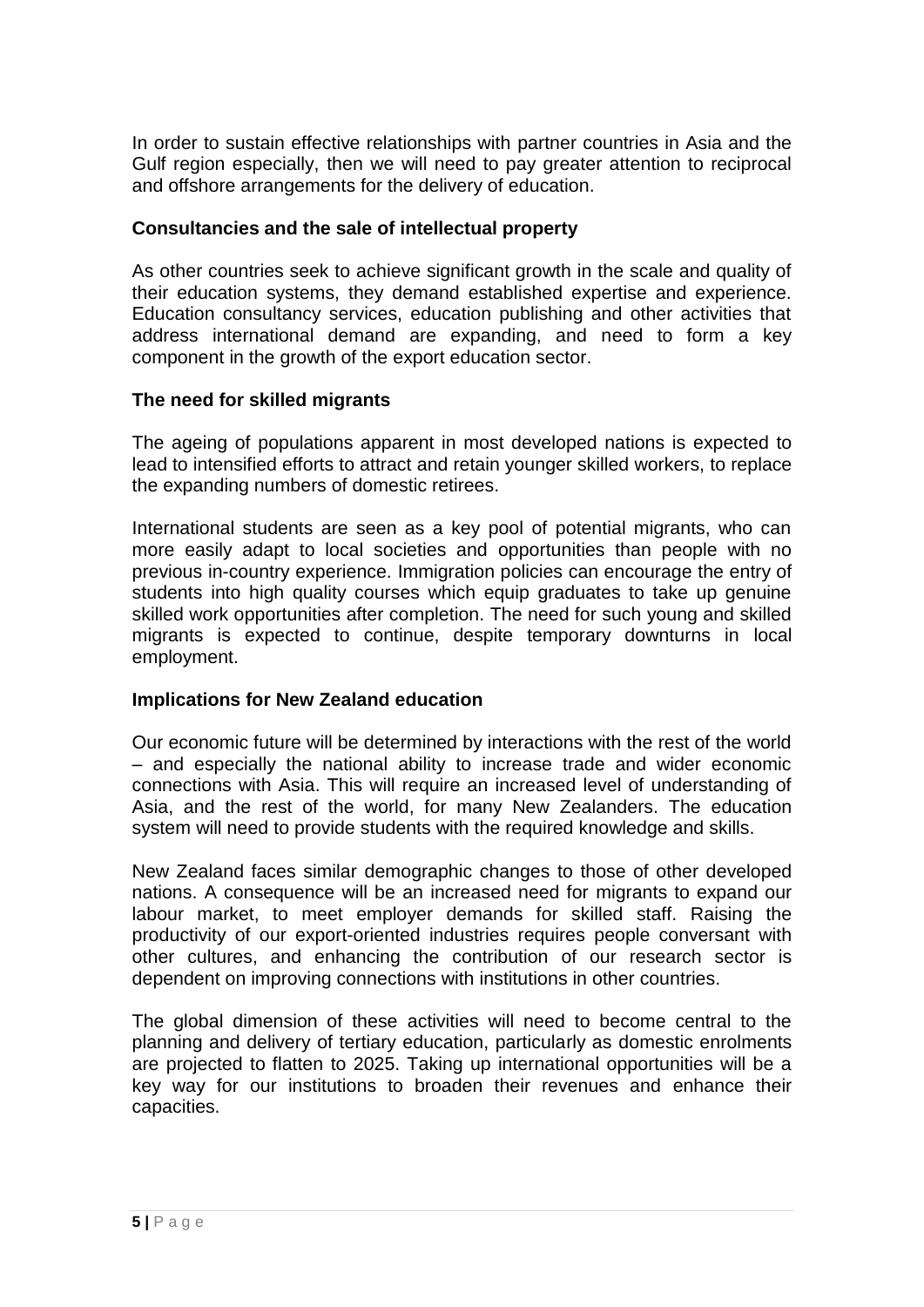In order to sustain effective relationships with partner countries in Asia and the Gulf region especially, then we will need to pay greater attention to reciprocal and offshore arrangements for the delivery of education.

**Consultancies and the sale of intellectual property**

As other countries seek to achieve significant growth in the scale and quality of their education systems, they demand established expertise and experience. Education consultancy services, education publishing and other activities that address international demand are expanding, and need to form a key component in the growth of the export education sector.

**The need for skilled migrants**

The ageing of populations apparent in most developed nations is expected to lead to intensified efforts to attract and retain younger skilled workers, to replace the expanding numbers of domestic retirees.

International students are seen as a key pool of potential migrants, who can more easily adapt to local societies and opportunities than people with no previous in-country experience. Immigration policies can encourage the entry of students into high quality courses which equip graduates to take up genuine skilled work opportunities after completion. The need for such young and skilled migrants is expected to continue, despite temporary downturns in local employment.

**Implications for New Zealand education**

Our economic future will be determined by interactions with the rest of the world – and especially the national ability to increase trade and wider economic connections with Asia. This will require an increased level of understanding of Asia, and the rest of the world, for many New Zealanders. The education system will need to provide students with the required knowledge and skills.

New Zealand faces similar demographic changes to those of other developed nations. A consequence will be an increased need for migrants to expand our labour market, to meet employer demands for skilled staff. Raising the productivity of our export-oriented industries requires people conversant with other cultures, and enhancing the contribution of our research sector is dependent on improving connections with institutions in other countries.

The global dimension of these activities will need to become central to the planning and delivery of tertiary education, particularly as domestic enrolments are projected to flatten to 2025. Taking up international opportunities will be a key way for our institutions to broaden their revenues and enhance their capacities.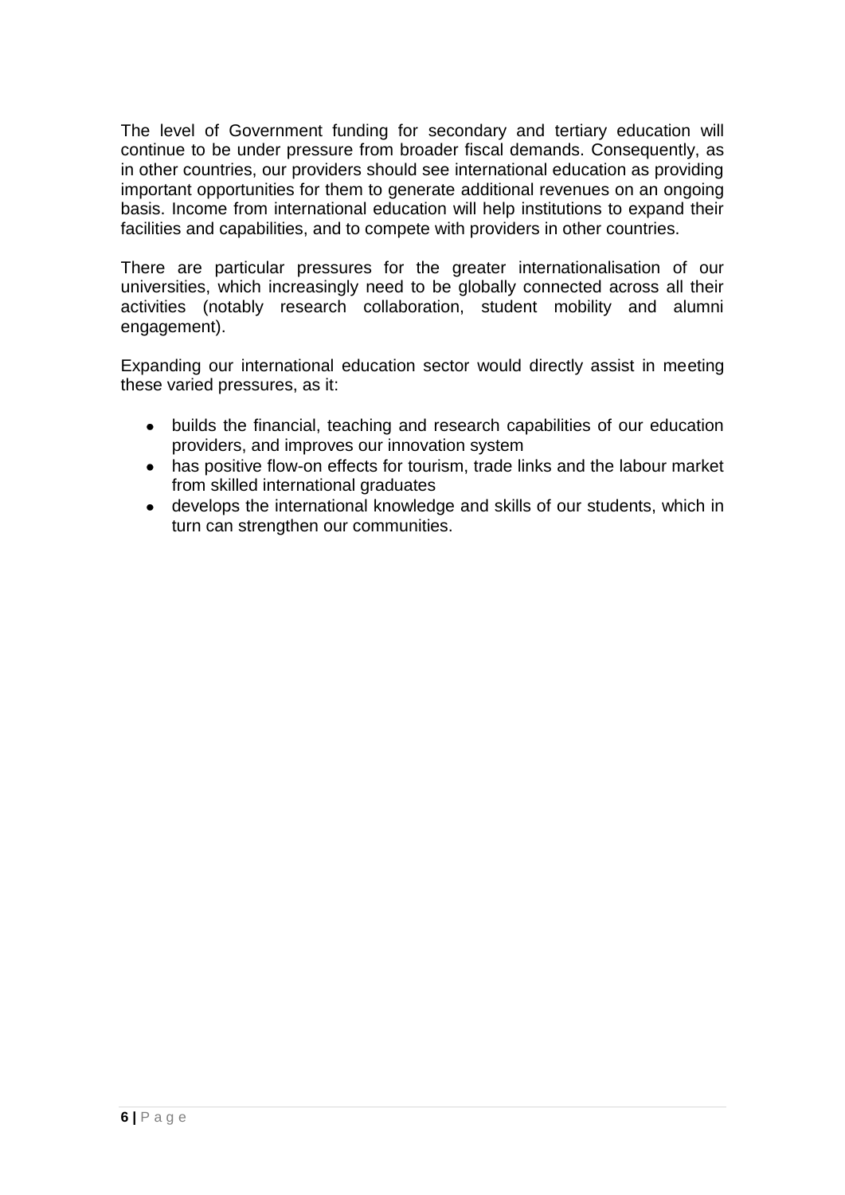The level of Government funding for secondary and tertiary education will continue to be under pressure from broader fiscal demands. Consequently, as in other countries, our providers should see international education as providing important opportunities for them to generate additional revenues on an ongoing basis. Income from international education will help institutions to expand their facilities and capabilities, and to compete with providers in other countries.

There are particular pressures for the greater internationalisation of our universities, which increasingly need to be globally connected across all their activities (notably research collaboration, student mobility and alumni engagement).

Expanding our international education sector would directly assist in meeting these varied pressures, as it:

- builds the financial, teaching and research capabilities of our education providers, and improves our innovation system
- has positive flow-on effects for tourism, trade links and the labour market from skilled international graduates
- develops the international knowledge and skills of our students, which in turn can strengthen our communities.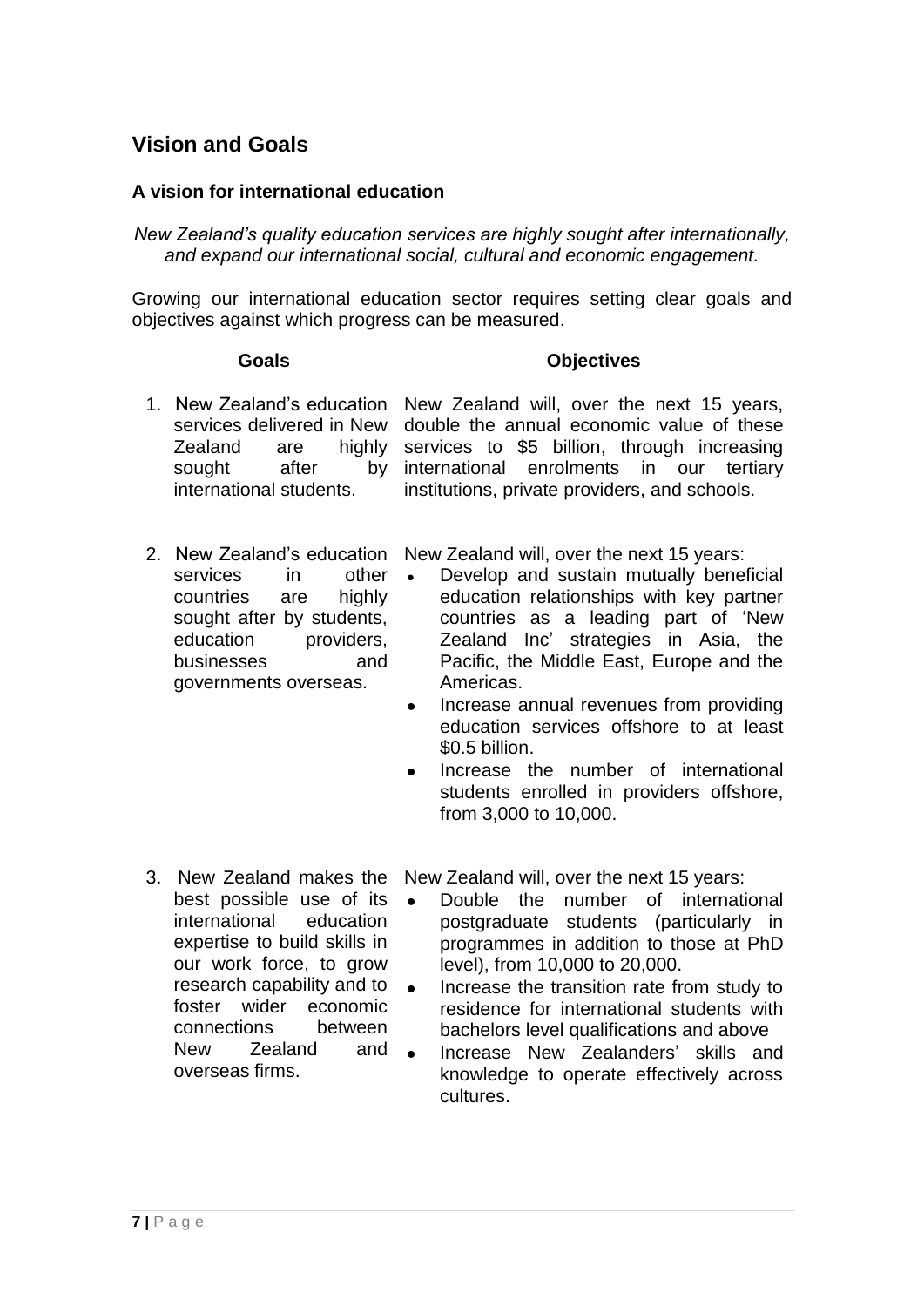## Vision and Goals

### A vision for international education

*New Zealand's quality education services are highly sought after internationally, and expand our international social, cultural and economic engagement.*

Growing our international education sector requires setting clear goals and objectives against which progress can be measured.

| Goals | Objectives |
|---|---|
| 1. New Zealand's education services delivered in New Zealand are highly sought after by international students. | New Zealand will, over the next 15 years, double the annual economic value of these services to $5 billion, through increasing international enrolments in our tertiary institutions, private providers, and schools. |
| 2. New Zealand's education services in other countries are highly sought after by students, education providers, businesses and governments overseas. | New Zealand will, over the next 15 years:<br>• Develop and sustain mutually beneficial education relationships with key partner countries as a leading part of 'New Zealand Inc' strategies in Asia, the Pacific, the Middle East, Europe and the Americas.<br>• Increase annual revenues from providing education services offshore to at least $0.5 billion.<br>• Increase the number of international students enrolled in providers offshore, from 3,000 to 10,000. |
| 3. New Zealand makes the best possible use of its international education expertise to build skills in our work force, to grow research capability and to foster wider economic connections between New Zealand and overseas firms. | New Zealand will, over the next 15 years:<br>• Double the number of international postgraduate students (particularly in programmes in addition to those at PhD level), from 10,000 to 20,000.<br>• Increase the transition rate from study to residence for international students with bachelors level qualifications and above<br>• Increase New Zealanders' skills and knowledge to operate effectively across cultures. |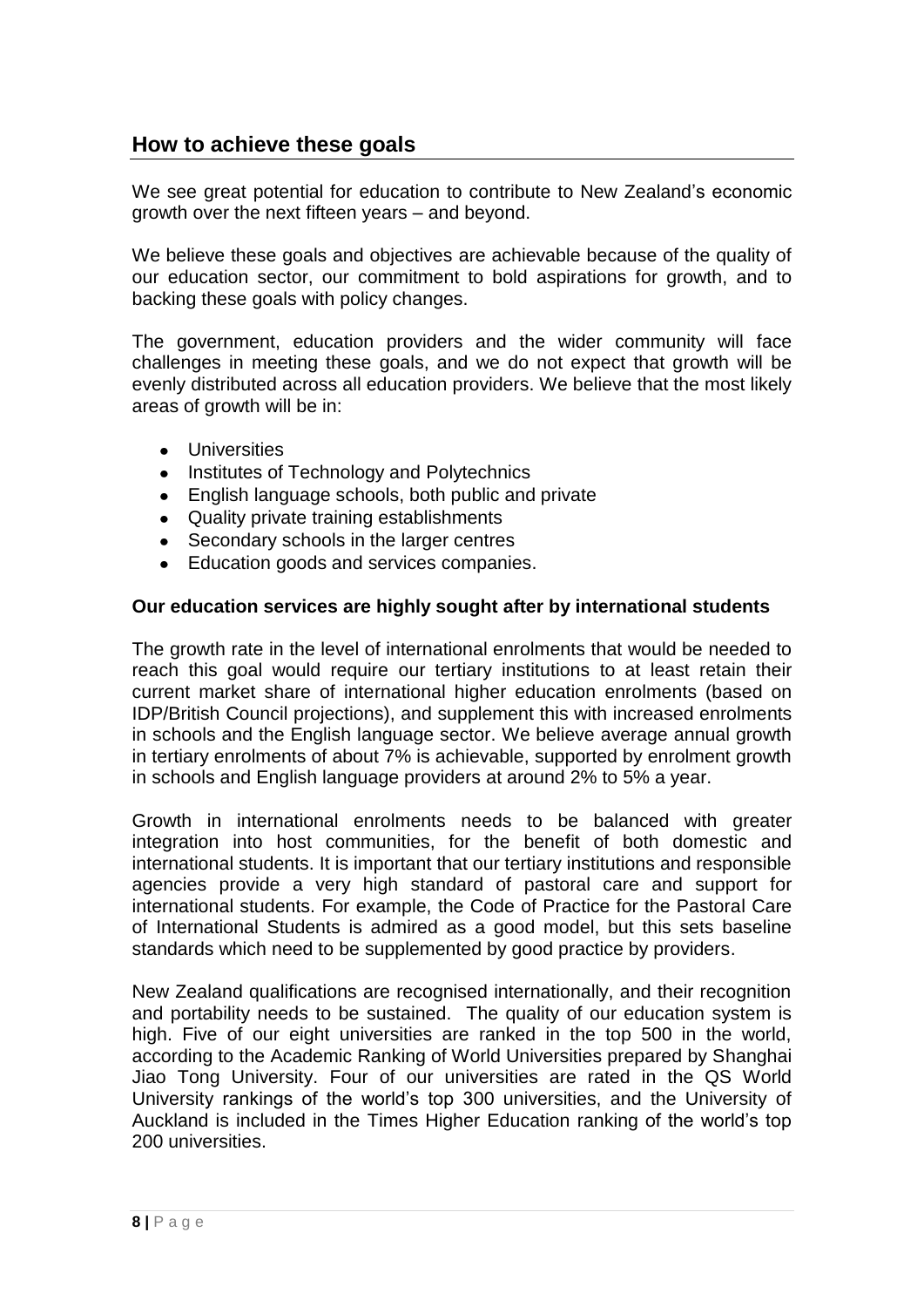## How to achieve these goals

We see great potential for education to contribute to New Zealand's economic growth over the next fifteen years – and beyond.

We believe these goals and objectives are achievable because of the quality of our education sector, our commitment to bold aspirations for growth, and to backing these goals with policy changes.

The government, education providers and the wider community will face challenges in meeting these goals, and we do not expect that growth will be evenly distributed across all education providers. We believe that the most likely areas of growth will be in:

- Universities
- Institutes of Technology and Polytechnics
- English language schools, both public and private
- Quality private training establishments
- Secondary schools in the larger centres
- Education goods and services companies.

**Our education services are highly sought after by international students**

The growth rate in the level of international enrolments that would be needed to reach this goal would require our tertiary institutions to at least retain their current market share of international higher education enrolments (based on IDP/British Council projections), and supplement this with increased enrolments in schools and the English language sector. We believe average annual growth in tertiary enrolments of about 7% is achievable, supported by enrolment growth in schools and English language providers at around 2% to 5% a year.

Growth in international enrolments needs to be balanced with greater integration into host communities, for the benefit of both domestic and international students. It is important that our tertiary institutions and responsible agencies provide a very high standard of pastoral care and support for international students. For example, the Code of Practice for the Pastoral Care of International Students is admired as a good model, but this sets baseline standards which need to be supplemented by good practice by providers.

New Zealand qualifications are recognised internationally, and their recognition and portability needs to be sustained. The quality of our education system is high. Five of our eight universities are ranked in the top 500 in the world, according to the Academic Ranking of World Universities prepared by Shanghai Jiao Tong University. Four of our universities are rated in the QS World University rankings of the world's top 300 universities, and the University of Auckland is included in the Times Higher Education ranking of the world's top 200 universities.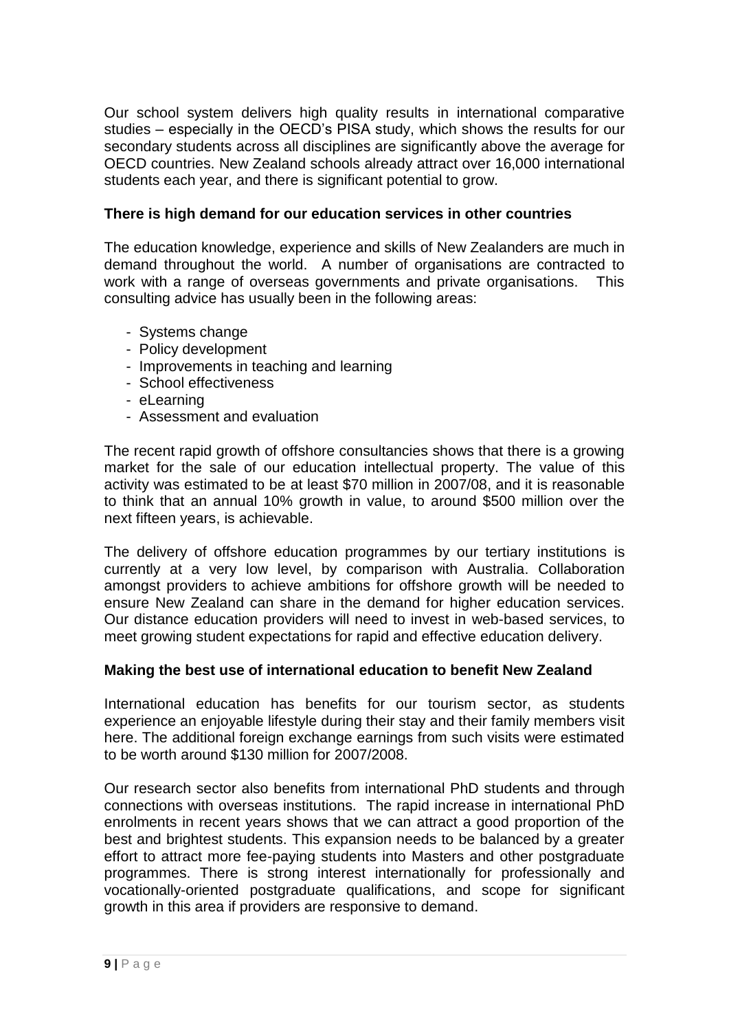Our school system delivers high quality results in international comparative studies – especially in the OECD's PISA study, which shows the results for our secondary students across all disciplines are significantly above the average for OECD countries. New Zealand schools already attract over 16,000 international students each year, and there is significant potential to grow.

**There is high demand for our education services in other countries**

The education knowledge, experience and skills of New Zealanders are much in demand throughout the world. A number of organisations are contracted to work with a range of overseas governments and private organisations. This consulting advice has usually been in the following areas:

- Systems change
- Policy development
- Improvements in teaching and learning
- School effectiveness
- eLearning
- Assessment and evaluation

The recent rapid growth of offshore consultancies shows that there is a growing market for the sale of our education intellectual property. The value of this activity was estimated to be at least $70 million in 2007/08, and it is reasonable to think that an annual 10% growth in value, to around $500 million over the next fifteen years, is achievable.

The delivery of offshore education programmes by our tertiary institutions is currently at a very low level, by comparison with Australia. Collaboration amongst providers to achieve ambitions for offshore growth will be needed to ensure New Zealand can share in the demand for higher education services. Our distance education providers will need to invest in web-based services, to meet growing student expectations for rapid and effective education delivery.

**Making the best use of international education to benefit New Zealand**

International education has benefits for our tourism sector, as students experience an enjoyable lifestyle during their stay and their family members visit here. The additional foreign exchange earnings from such visits were estimated to be worth around $130 million for 2007/2008.

Our research sector also benefits from international PhD students and through connections with overseas institutions. The rapid increase in international PhD enrolments in recent years shows that we can attract a good proportion of the best and brightest students. This expansion needs to be balanced by a greater effort to attract more fee-paying students into Masters and other postgraduate programmes. There is strong interest internationally for professionally and vocationally-oriented postgraduate qualifications, and scope for significant growth in this area if providers are responsive to demand.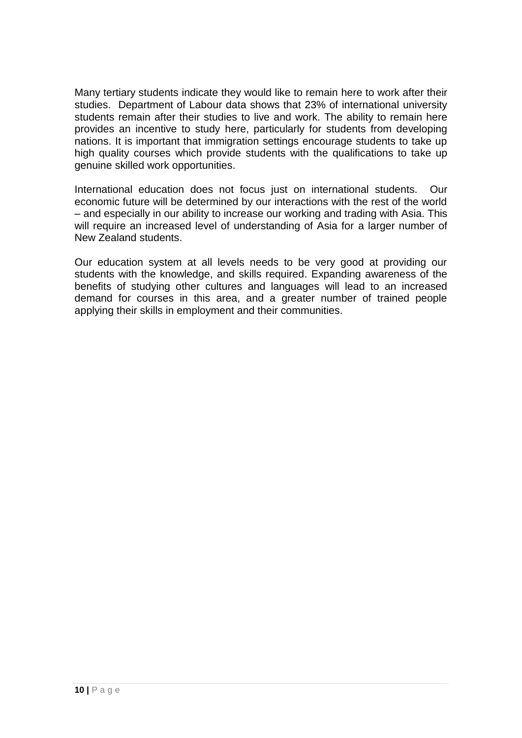Many tertiary students indicate they would like to remain here to work after their studies. Department of Labour data shows that 23% of international university students remain after their studies to live and work. The ability to remain here provides an incentive to study here, particularly for students from developing nations. It is important that immigration settings encourage students to take up high quality courses which provide students with the qualifications to take up genuine skilled work opportunities.

International education does not focus just on international students. Our economic future will be determined by our interactions with the rest of the world – and especially in our ability to increase our working and trading with Asia. This will require an increased level of understanding of Asia for a larger number of New Zealand students.

Our education system at all levels needs to be very good at providing our students with the knowledge, and skills required. Expanding awareness of the benefits of studying other cultures and languages will lead to an increased demand for courses in this area, and a greater number of trained people applying their skills in employment and their communities.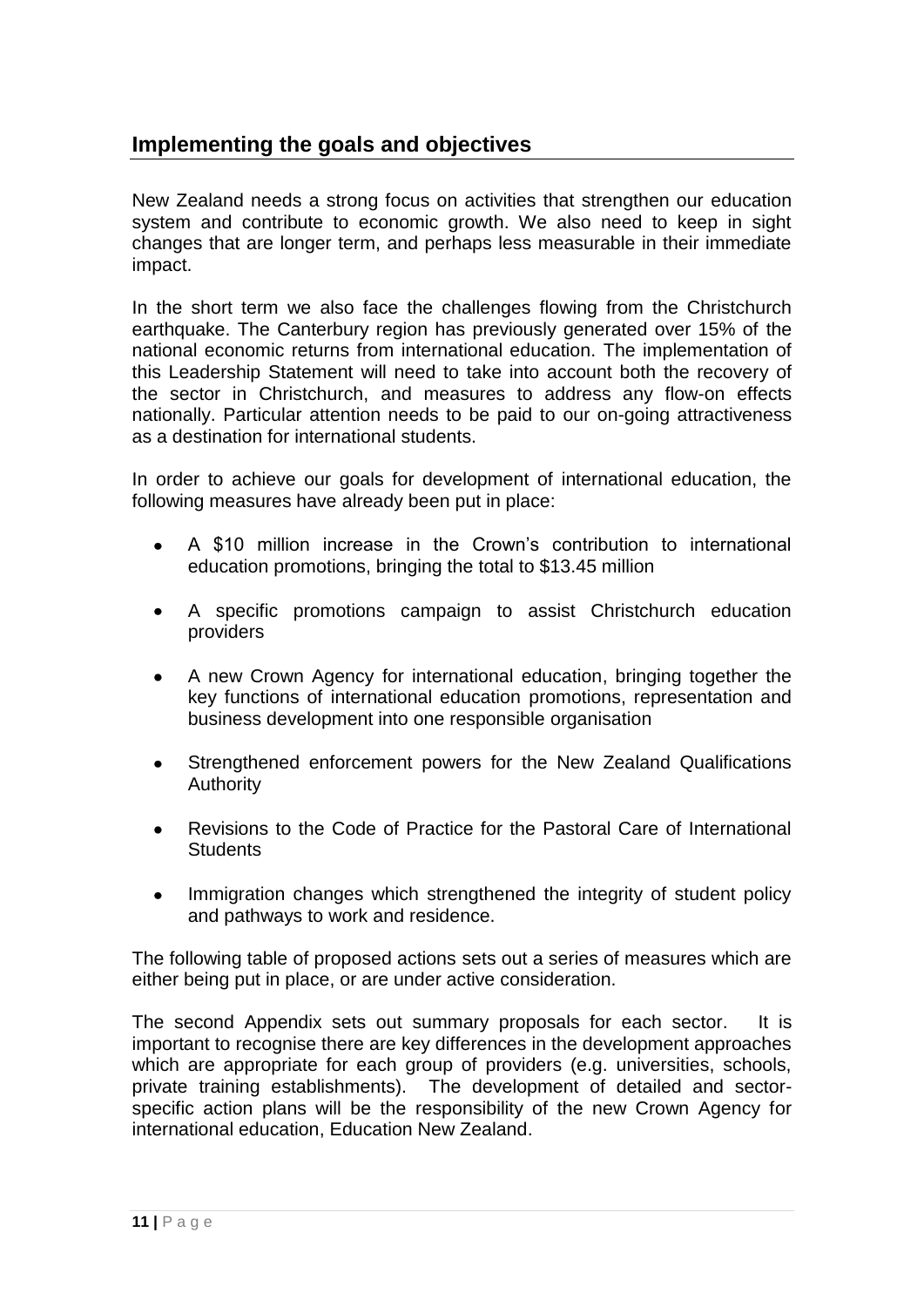## Implementing the goals and objectives

New Zealand needs a strong focus on activities that strengthen our education system and contribute to economic growth. We also need to keep in sight changes that are longer term, and perhaps less measurable in their immediate impact.

In the short term we also face the challenges flowing from the Christchurch earthquake. The Canterbury region has previously generated over 15% of the national economic returns from international education. The implementation of this Leadership Statement will need to take into account both the recovery of the sector in Christchurch, and measures to address any flow-on effects nationally. Particular attention needs to be paid to our on-going attractiveness as a destination for international students.

In order to achieve our goals for development of international education, the following measures have already been put in place:

- A $10 million increase in the Crown's contribution to international education promotions, bringing the total to $13.45 million
- A specific promotions campaign to assist Christchurch education providers
- A new Crown Agency for international education, bringing together the key functions of international education promotions, representation and business development into one responsible organisation
- Strengthened enforcement powers for the New Zealand Qualifications Authority
- Revisions to the Code of Practice for the Pastoral Care of International Students
- Immigration changes which strengthened the integrity of student policy and pathways to work and residence.

The following table of proposed actions sets out a series of measures which are either being put in place, or are under active consideration.

The second Appendix sets out summary proposals for each sector. It is important to recognise there are key differences in the development approaches which are appropriate for each group of providers (e.g. universities, schools, private training establishments). The development of detailed and sector-specific action plans will be the responsibility of the new Crown Agency for international education, Education New Zealand.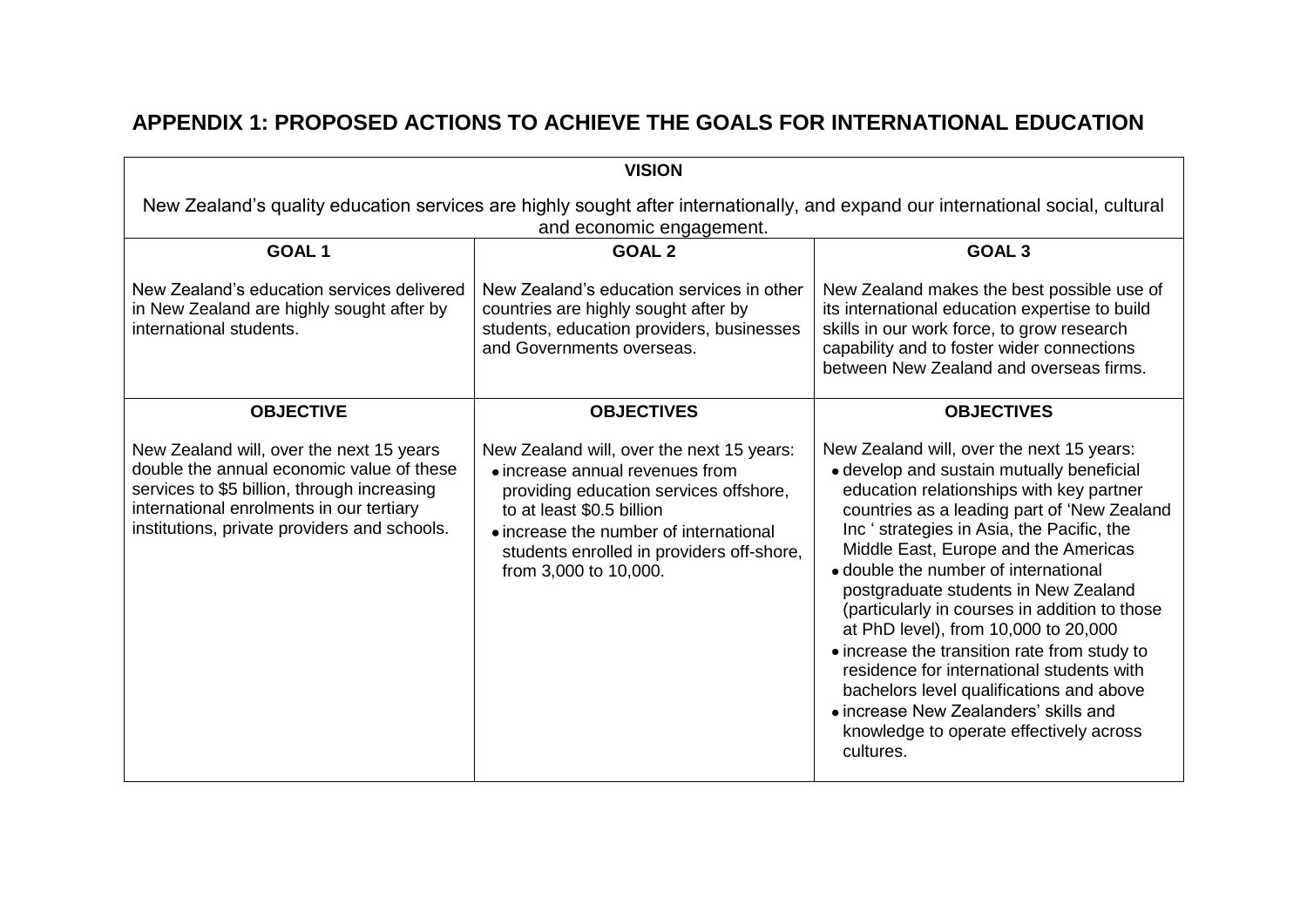## APPENDIX 1: PROPOSED ACTIONS TO ACHIEVE THE GOALS FOR INTERNATIONAL EDUCATION

| **VISION** | | |
|---|---|---|
| New Zealand's quality education services are highly sought after internationally, and expand our international social, cultural and economic engagement. | | |
| **GOAL 1** | **GOAL 2** | **GOAL 3** |
| New Zealand's education services delivered in New Zealand are highly sought after by international students. | New Zealand's education services in other countries are highly sought after by students, education providers, businesses and Governments overseas. | New Zealand makes the best possible use of its international education expertise to build skills in our work force, to grow research capability and to foster wider connections between New Zealand and overseas firms. |
| **OBJECTIVE** | **OBJECTIVES** | **OBJECTIVES** |
| New Zealand will, over the next 15 years double the annual economic value of these services to $5 billion, through increasing international enrolments in our tertiary institutions, private providers and schools. | New Zealand will, over the next 15 years:<br>• increase annual revenues from providing education services offshore, to at least $0.5 billion<br>• increase the number of international students enrolled in providers off-shore, from 3,000 to 10,000. | New Zealand will, over the next 15 years:<br>• develop and sustain mutually beneficial education relationships with key partner countries as a leading part of 'New Zealand Inc ' strategies in Asia, the Pacific, the Middle East, Europe and the Americas<br>• double the number of international postgraduate students in New Zealand (particularly in courses in addition to those at PhD level), from 10,000 to 20,000<br>• increase the transition rate from study to residence for international students with bachelors level qualifications and above<br>• increase New Zealanders' skills and knowledge to operate effectively across cultures. |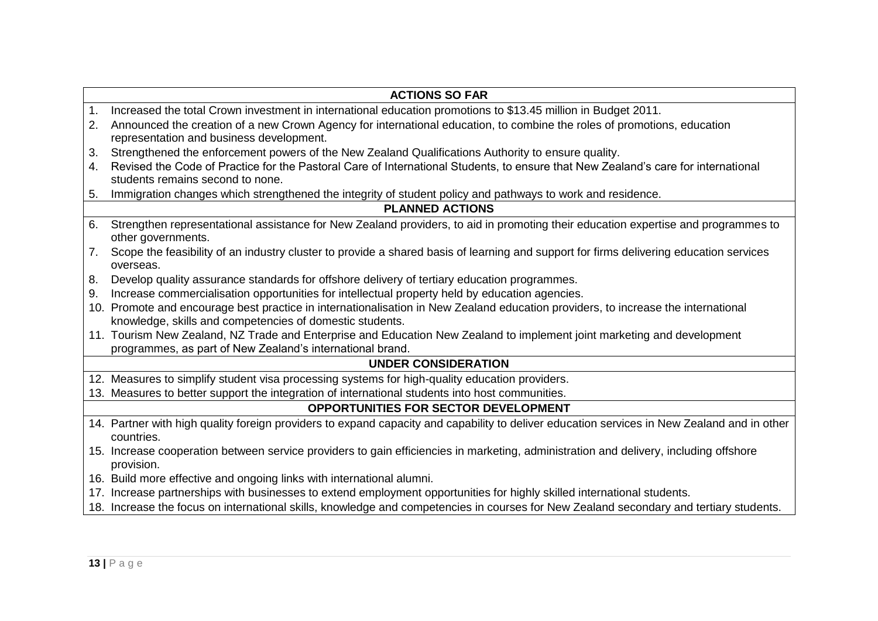| ACTIONS SO FAR |
|---|
| 1. Increased the total Crown investment in international education promotions to $13.45 million in Budget 2011.<br>2. Announced the creation of a new Crown Agency for international education, to combine the roles of promotions, education representation and business development.<br>3. Strengthened the enforcement powers of the New Zealand Qualifications Authority to ensure quality.<br>4. Revised the Code of Practice for the Pastoral Care of International Students, to ensure that New Zealand's care for international students remains second to none.<br>5. Immigration changes which strengthened the integrity of student policy and pathways to work and residence. |
| **PLANNED ACTIONS** |
| 6. Strengthen representational assistance for New Zealand providers, to aid in promoting their education expertise and programmes to other governments.<br>7. Scope the feasibility of an industry cluster to provide a shared basis of learning and support for firms delivering education services overseas.<br>8. Develop quality assurance standards for offshore delivery of tertiary education programmes.<br>9. Increase commercialisation opportunities for intellectual property held by education agencies.<br>10. Promote and encourage best practice in internationalisation in New Zealand education providers, to increase the international knowledge, skills and competencies of domestic students.<br>11. Tourism New Zealand, NZ Trade and Enterprise and Education New Zealand to implement joint marketing and development programmes, as part of New Zealand's international brand. |
| **UNDER CONSIDERATION** |
| 12. Measures to simplify student visa processing systems for high-quality education providers.<br>13. Measures to better support the integration of international students into host communities. |
| **OPPORTUNITIES FOR SECTOR DEVELOPMENT** |
| 14. Partner with high quality foreign providers to expand capacity and capability to deliver education services in New Zealand and in other countries.<br>15. Increase cooperation between service providers to gain efficiencies in marketing, administration and delivery, including offshore provision.<br>16. Build more effective and ongoing links with international alumni.<br>17. Increase partnerships with businesses to extend employment opportunities for highly skilled international students.<br>18. Increase the focus on international skills, knowledge and competencies in courses for New Zealand secondary and tertiary students. |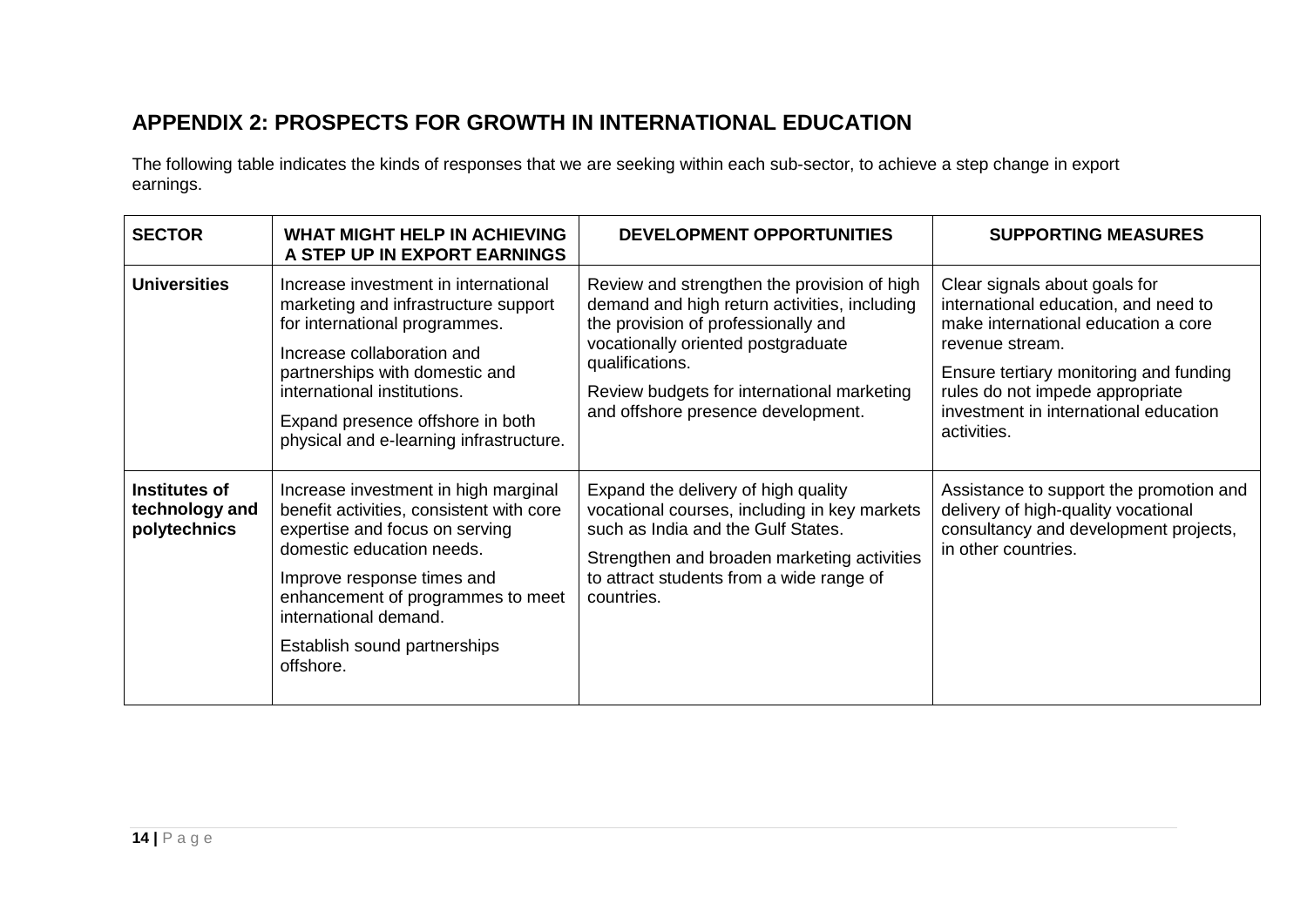## APPENDIX 2: PROSPECTS FOR GROWTH IN INTERNATIONAL EDUCATION

The following table indicates the kinds of responses that we are seeking within each sub-sector, to achieve a step change in export earnings.

| SECTOR | WHAT MIGHT HELP IN ACHIEVING A STEP UP IN EXPORT EARNINGS | DEVELOPMENT OPPORTUNITIES | SUPPORTING MEASURES |
|---|---|---|---|
| **Universities** | Increase investment in international marketing and infrastructure support for international programmes.<br><br>Increase collaboration and partnerships with domestic and international institutions.<br><br>Expand presence offshore in both physical and e-learning infrastructure. | Review and strengthen the provision of high demand and high return activities, including the provision of professionally and vocationally oriented postgraduate qualifications.<br><br>Review budgets for international marketing and offshore presence development. | Clear signals about goals for international education, and need to make international education a core revenue stream.<br><br>Ensure tertiary monitoring and funding rules do not impede appropriate investment in international education activities. |
| **Institutes of technology and polytechnics** | Increase investment in high marginal benefit activities, consistent with core expertise and focus on serving domestic education needs.<br><br>Improve response times and enhancement of programmes to meet international demand.<br><br>Establish sound partnerships offshore. | Expand the delivery of high quality vocational courses, including in key markets such as India and the Gulf States.<br><br>Strengthen and broaden marketing activities to attract students from a wide range of countries. | Assistance to support the promotion and delivery of high-quality vocational consultancy and development projects, in other countries. |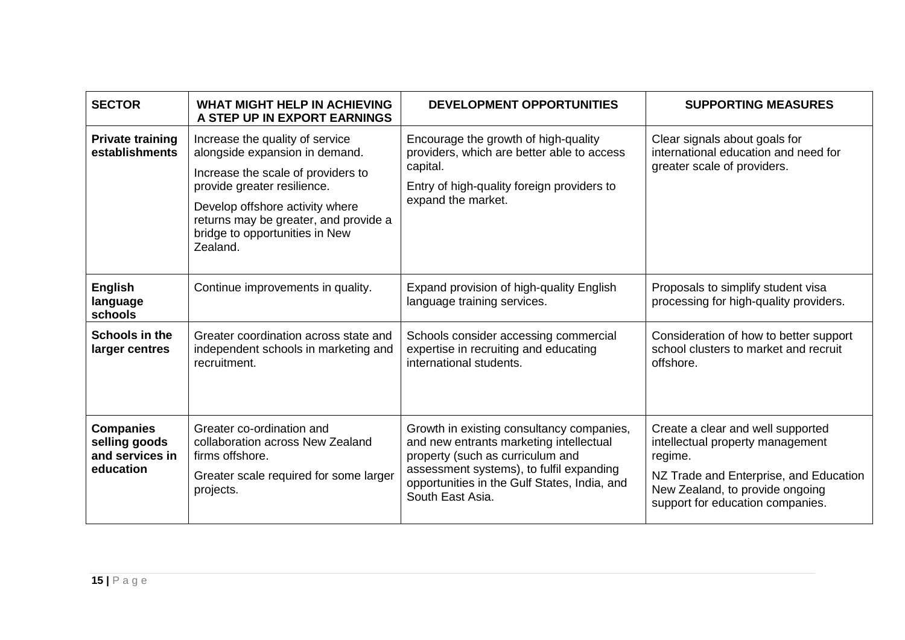| SECTOR | WHAT MIGHT HELP IN ACHIEVING A STEP UP IN EXPORT EARNINGS | DEVELOPMENT OPPORTUNITIES | SUPPORTING MEASURES |
|---|---|---|---|
| **Private training establishments** | Increase the quality of service alongside expansion in demand.<br><br>Increase the scale of providers to provide greater resilience.<br><br>Develop offshore activity where returns may be greater, and provide a bridge to opportunities in New Zealand. | Encourage the growth of high-quality providers, which are better able to access capital.<br><br>Entry of high-quality foreign providers to expand the market. | Clear signals about goals for international education and need for greater scale of providers. |
| **English language schools** | Continue improvements in quality. | Expand provision of high-quality English language training services. | Proposals to simplify student visa processing for high-quality providers. |
| **Schools in the larger centres** | Greater coordination across state and independent schools in marketing and recruitment. | Schools consider accessing commercial expertise in recruiting and educating international students. | Consideration of how to better support school clusters to market and recruit offshore. |
| **Companies selling goods and services in education** | Greater co-ordination and collaboration across New Zealand firms offshore.<br><br>Greater scale required for some larger projects. | Growth in existing consultancy companies, and new entrants marketing intellectual property (such as curriculum and assessment systems), to fulfil expanding opportunities in the Gulf States, India, and South East Asia. | Create a clear and well supported intellectual property management regime.<br><br>NZ Trade and Enterprise, and Education New Zealand, to provide ongoing support for education companies. |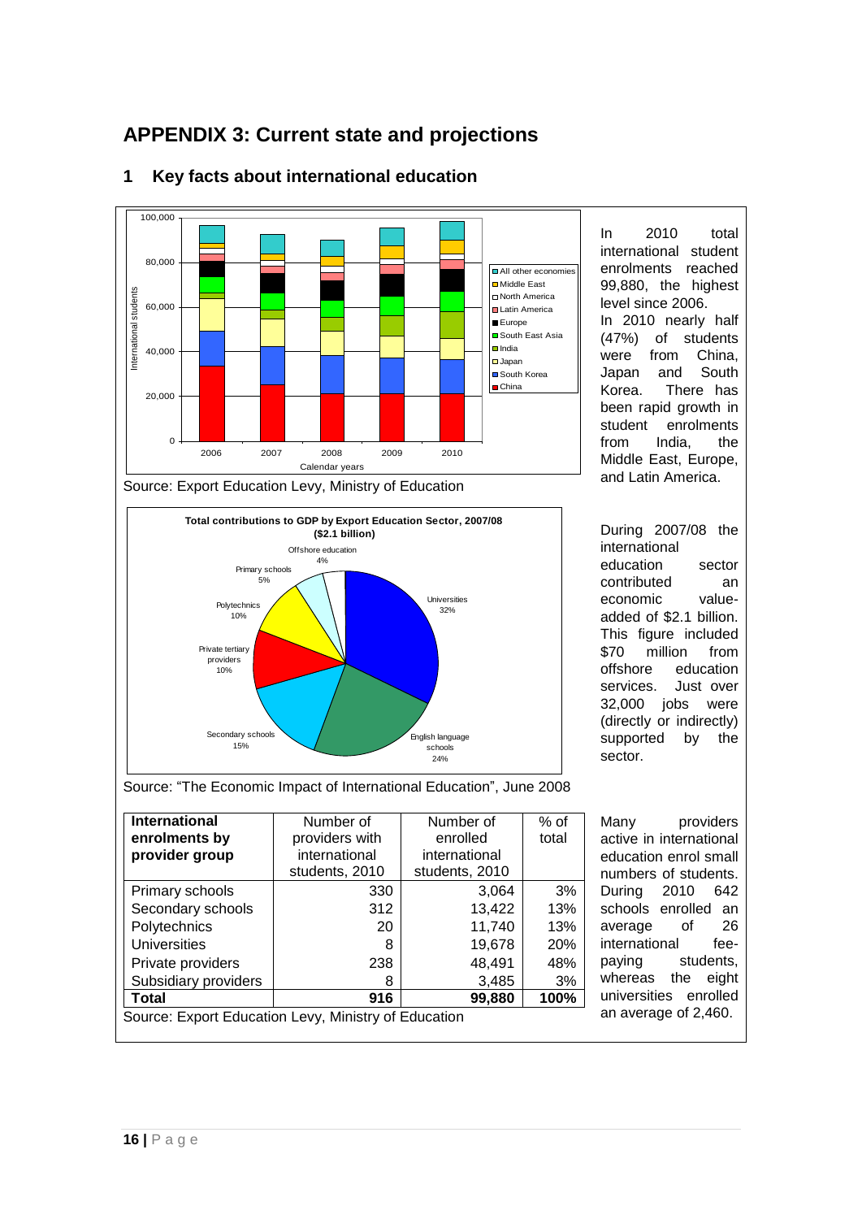# APPENDIX 3: Current state and projections

## 1 Key facts about international education

Source: Export Education Levy, Ministry of Education

In 2010 total international student enrolments reached 99,880, the highest level since 2006.

In 2010 nearly half (47%) of students were from China, Japan and South Korea. There has been rapid growth in student enrolments from India, the Middle East, Europe, and Latin America.

Source: "The Economic Impact of International Education", June 2008

During 2007/08 the international education sector contributed an economic value-added of $2.1 billion. This figure included $70 million from offshore education services. Just over 32,000 jobs were (directly or indirectly) supported by the sector.

| International enrolments by provider group | Number of providers with international students, 2010 | Number of enrolled international students, 2010 | % of total |
|---|---|---|---|
| Primary schools | 330 | 3,064 | 3% |
| Secondary schools | 312 | 13,422 | 13% |
| Polytechnics | 20 | 11,740 | 13% |
| Universities | 8 | 19,678 | 20% |
| Private providers | 238 | 48,491 | 48% |
| Subsidiary providers | 8 | 3,485 | 3% |
| **Total** | **916** | **99,880** | **100%** |

Source: Export Education Levy, Ministry of Education

Many providers active in international education enrol small numbers of students. During 2010 642 schools enrolled an average of 26 international fee-paying students, whereas the eight universities enrolled an average of 2,460.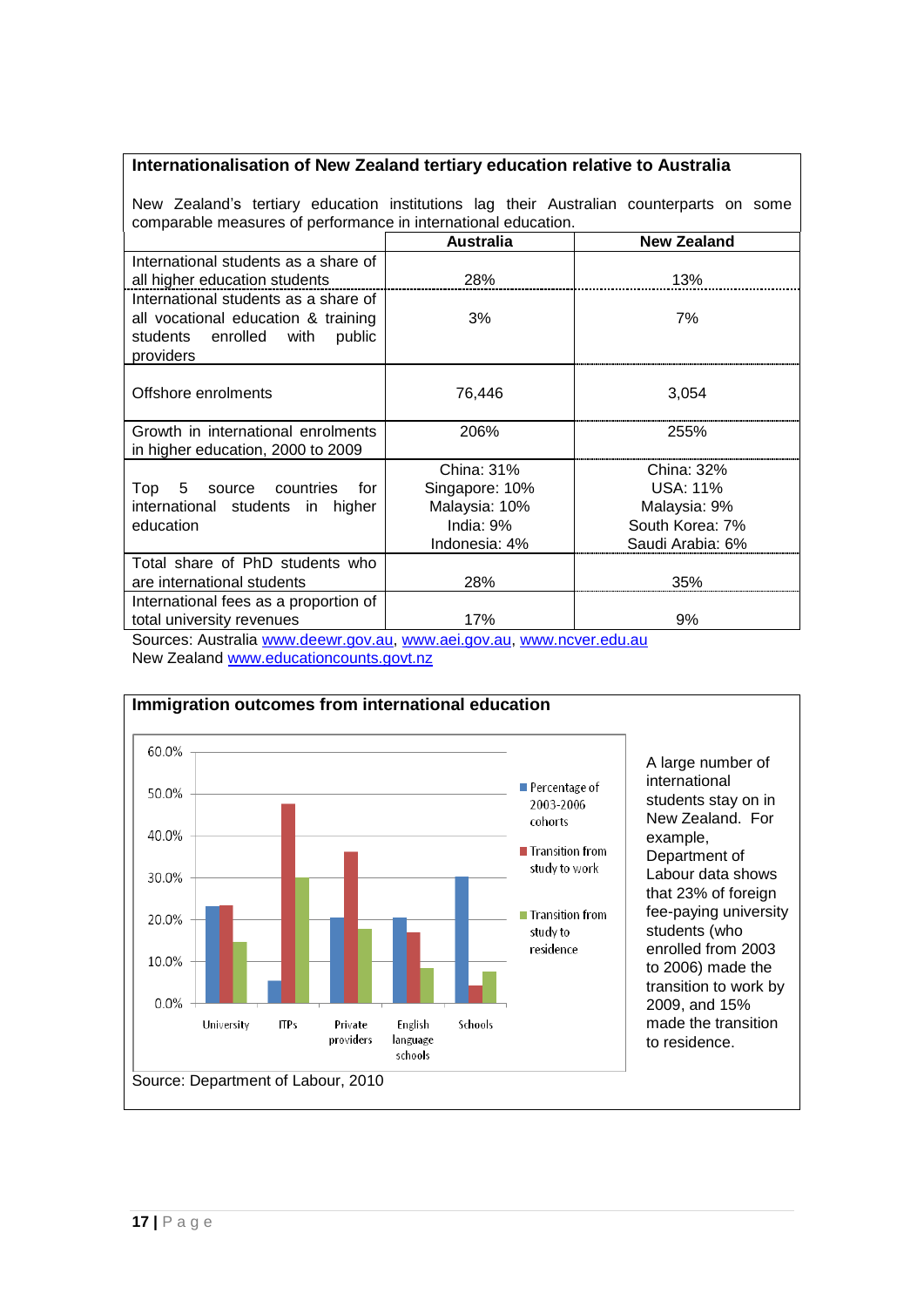## Internationalisation of New Zealand tertiary education relative to Australia

New Zealand's tertiary education institutions lag their Australian counterparts on some comparable measures of performance in international education.

| | Australia | New Zealand |
|---|---|---|
| International students as a share of all higher education students | 28% | 13% |
| International students as a share of all vocational education & training students enrolled with public providers | 3% | 7% |
| Offshore enrolments | 76,446 | 3,054 |
| Growth in international enrolments in higher education, 2000 to 2009 | 206% | 255% |
| Top 5 source countries for international students in higher education | China: 31%<br>Singapore: 10%<br>Malaysia: 10%<br>India: 9%<br>Indonesia: 4% | China: 32%<br>USA: 11%<br>Malaysia: 9%<br>South Korea: 7%<br>Saudi Arabia: 6% |
| Total share of PhD students who are international students | 28% | 35% |
| International fees as a proportion of total university revenues | 17% | 9% |

Sources: Australia www.deewr.gov.au, www.aei.gov.au, www.ncver.edu.au
New Zealand www.educationcounts.govt.nz

## Immigration outcomes from international education

Source: Department of Labour, 2010

A large number of international students stay on in New Zealand. For example, Department of Labour data shows that 23% of foreign fee-paying university students (who enrolled from 2003 to 2006) made the transition to work by 2009, and 15% made the transition to residence.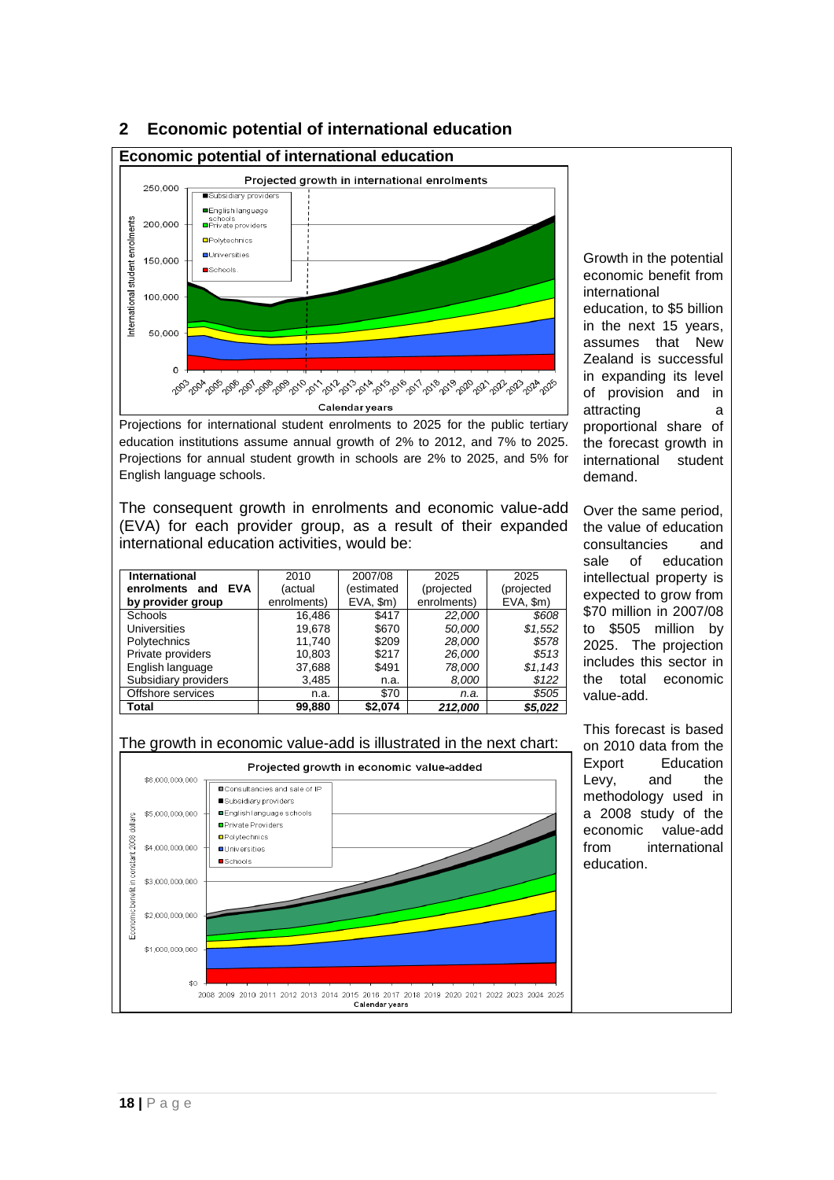## 2 Economic potential of international education

### Economic potential of international education

Projected growth in international enrolments

250,000
200,000
150,000
100,000
50,000
0

International student enrolments

Subsidiary providers
English language schools
Private providers
Polytechnics
Universities
Schools

2003 2004 2005 2006 2007 2008 2009 2010 2011 2012 2013 2014 2015 2016 2017 2018 2019 2020 2021 2022 2023 2024 2025

Calendar years

Projections for international student enrolments to 2025 for the public tertiary education institutions assume annual growth of 2% to 2012, and 7% to 2025. Projections for annual student growth in schools are 2% to 2025, and 5% for English language schools.

The consequent growth in enrolments and economic value-add (EVA) for each provider group, as a result of their expanded international education activities, would be:

| International enrolments and EVA by provider group | 2010 (actual enrolments) | 2007/08 (estimated EVA, $m) | 2025 (projected enrolments) | 2025 (projected EVA, $m) |
|---|---|---|---|---|
| Schools | 16,486 | $417 | *22,000* | *$608* |
| Universities | 19,678 | $670 | *50,000* | *$1,552* |
| Polytechnics | 11,740 | $209 | *28,000* | *$578* |
| Private providers | 10,803 | $217 | *26,000* | *$513* |
| English language | 37,688 | $491 | *78,000* | *$1,143* |
| Subsidiary providers | 3,485 | n.a. | *8,000* | *$122* |
| Offshore services | n.a. | $70 | *n.a.* | *$505* |
| **Total** | **99,880** | **$2,074** | ***212,000*** | ***$5,022*** |

The growth in economic value-add is illustrated in the next chart:

Projected growth in economic value-added

$6,000,000,000
$5,000,000,000
$4,000,000,000
$3,000,000,000
$2,000,000,000
$1,000,000,000
$0

Economic benefit in constant 2008 dollars

Consultancies and sale of IP
Subsidiary providers
English language schools
Private Providers
Polytechnics
Universities
Schools

2008 2009 2010 2011 2012 2013 2014 2015 2016 2017 2018 2019 2020 2021 2022 2023 2024 2025

Calendar years

Growth in the potential economic benefit from international education, to $5 billion in the next 15 years, assumes that New Zealand is successful in expanding its level of provision and in attracting a proportional share of the forecast growth in international student demand.

Over the same period, the value of education consultancies and sale of education intellectual property is expected to grow from $70 million in 2007/08 to $505 million by 2025. The projection includes this sector in the total economic value-add.

This forecast is based on 2010 data from the Export Education Levy, and the methodology used in a 2008 study of the economic value-add from international education.